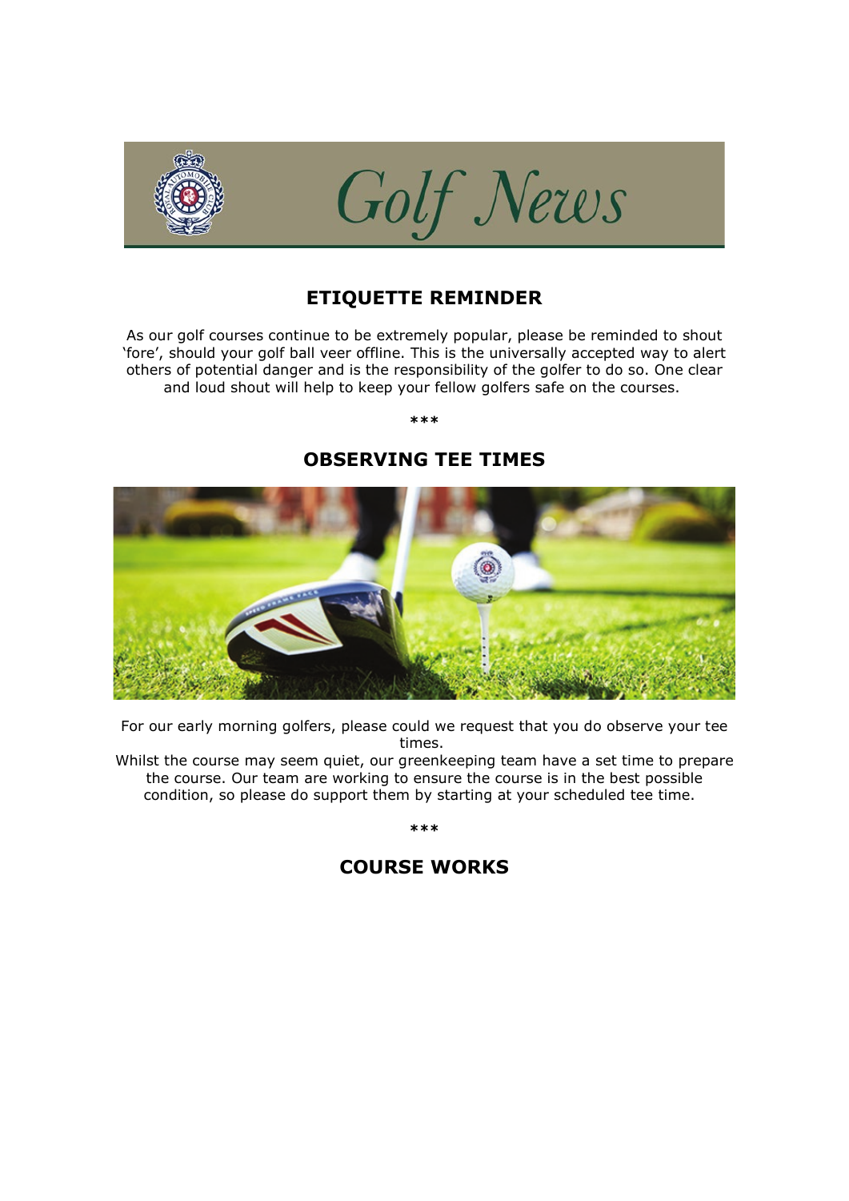# Golf News

## ETIQUETTE REMINDER

As our golf courses continue to be extremely popular, please be reminded to shout 'fore', should your golf ball veer offline. This is the universally accepted way to alert others of potential danger and is the responsibility of the golfer to do so. One clear and loud shout will help to keep your fellow golfers safe on the courses.

***

## OBSERVING TEE TIMES

For our early morning golfers, please could we request that you do observe your tee times.

Whilst the course may seem quiet, our greenkeeping team have a set time to prepare the course. Our team are working to ensure the course is in the best possible condition, so please do support them by starting at your scheduled tee time.

***

## COURSE WORKS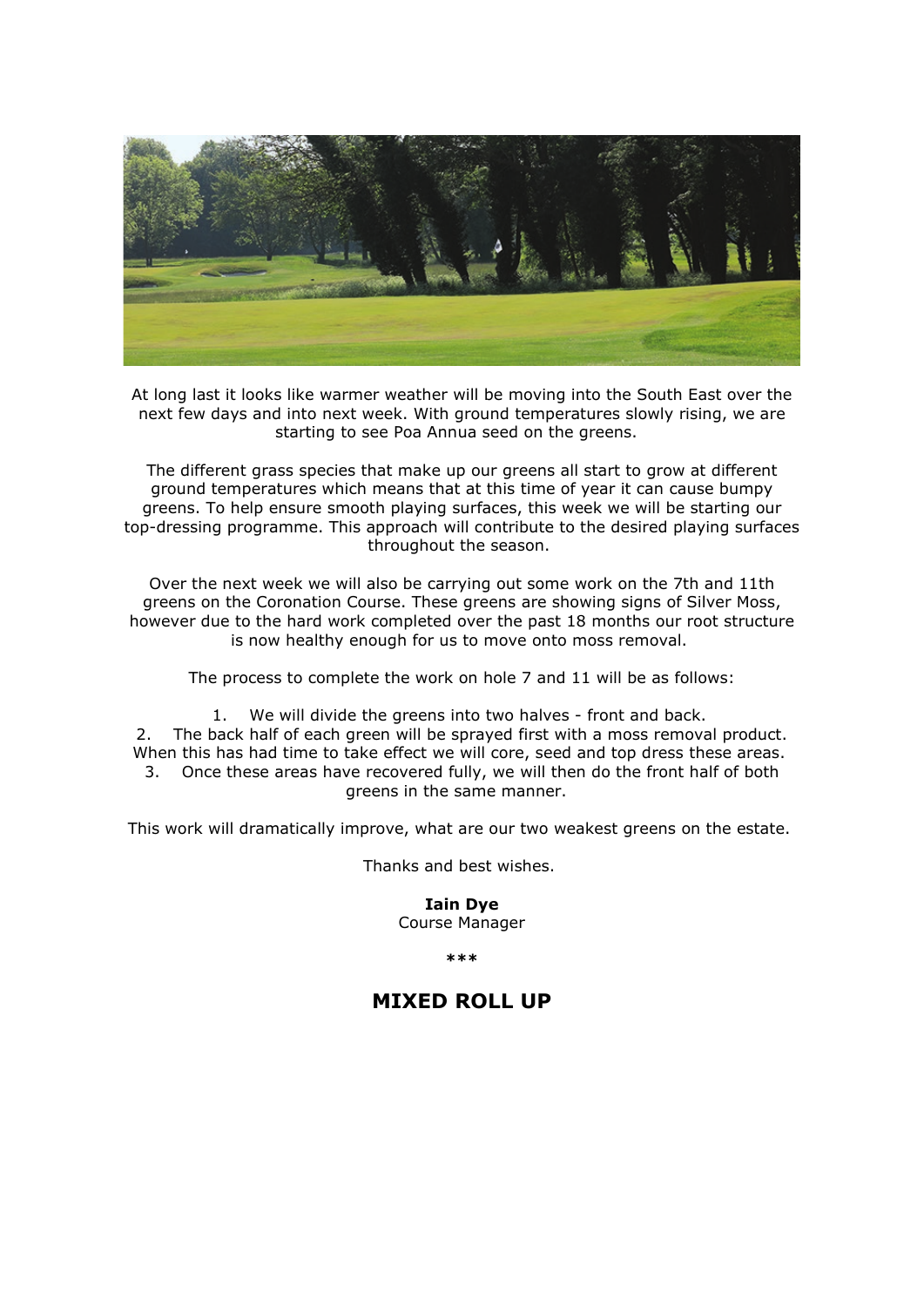At long last it looks like warmer weather will be moving into the South East over the next few days and into next week. With ground temperatures slowly rising, we are starting to see Poa Annua seed on the greens.

The different grass species that make up our greens all start to grow at different ground temperatures which means that at this time of year it can cause bumpy greens. To help ensure smooth playing surfaces, this week we will be starting our top-dressing programme. This approach will contribute to the desired playing surfaces throughout the season.

Over the next week we will also be carrying out some work on the 7th and 11th greens on the Coronation Course. These greens are showing signs of Silver Moss, however due to the hard work completed over the past 18 months our root structure is now healthy enough for us to move onto moss removal.

The process to complete the work on hole 7 and 11 will be as follows:

1. We will divide the greens into two halves - front and back.
2. The back half of each green will be sprayed first with a moss removal product. When this has had time to take effect we will core, seed and top dress these areas.
3. Once these areas have recovered fully, we will then do the front half of both greens in the same manner.

This work will dramatically improve, what are our two weakest greens on the estate.

Thanks and best wishes.

**Iain Dye**
Course Manager

**\*\*\***

## MIXED ROLL UP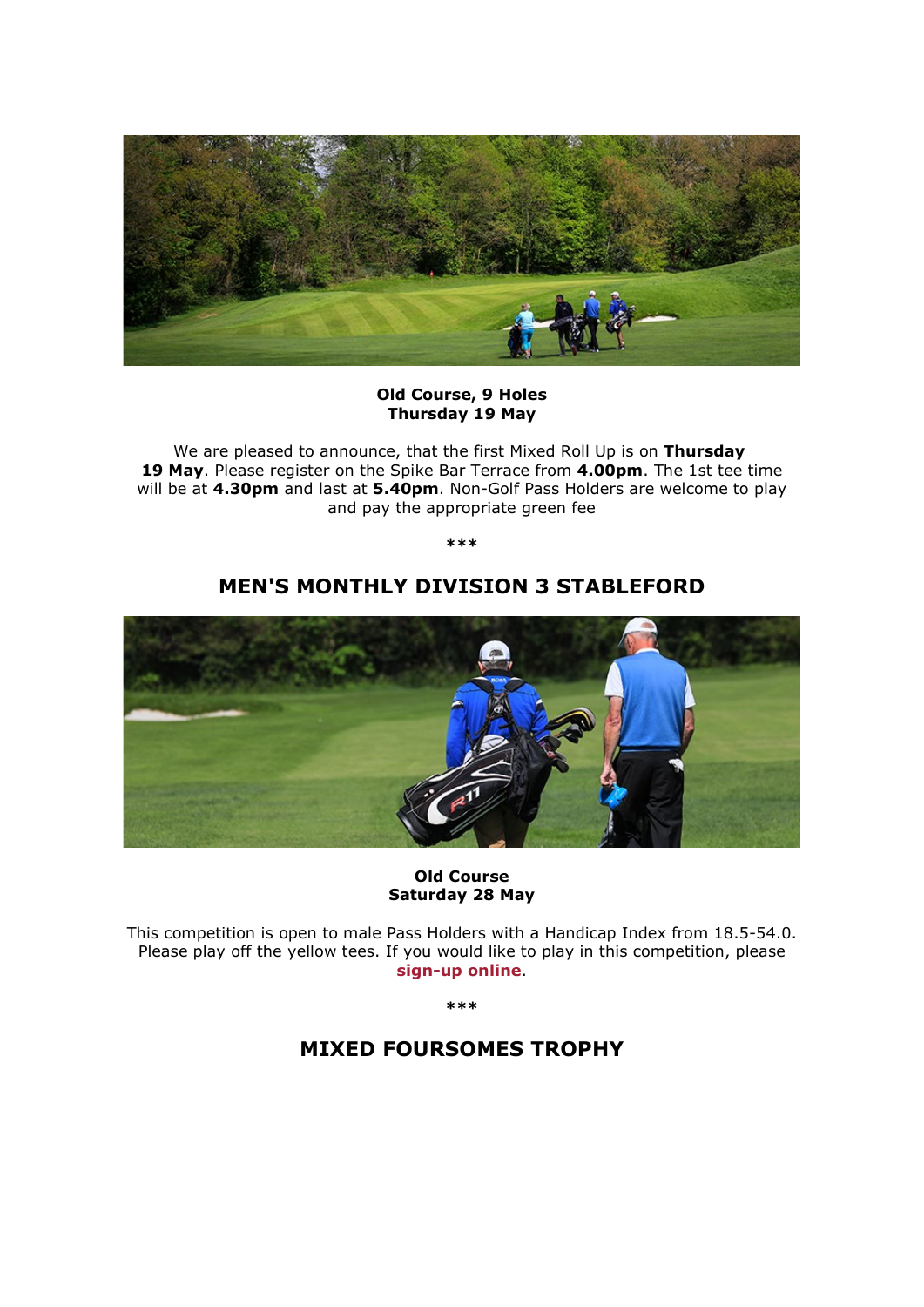**Old Course, 9 Holes**
**Thursday 19 May**

We are pleased to announce, that the first Mixed Roll Up is on **Thursday 19 May**. Please register on the Spike Bar Terrace from **4.00pm**. The 1st tee time will be at **4.30pm** and last at **5.40pm**. Non-Golf Pass Holders are welcome to play and pay the appropriate green fee

***

## MEN'S MONTHLY DIVISION 3 STABLEFORD

**Old Course**
**Saturday 28 May**

This competition is open to male Pass Holders with a Handicap Index from 18.5-54.0. Please play off the yellow tees. If you would like to play in this competition, please **sign-up online**.

***

## MIXED FOURSOMES TROPHY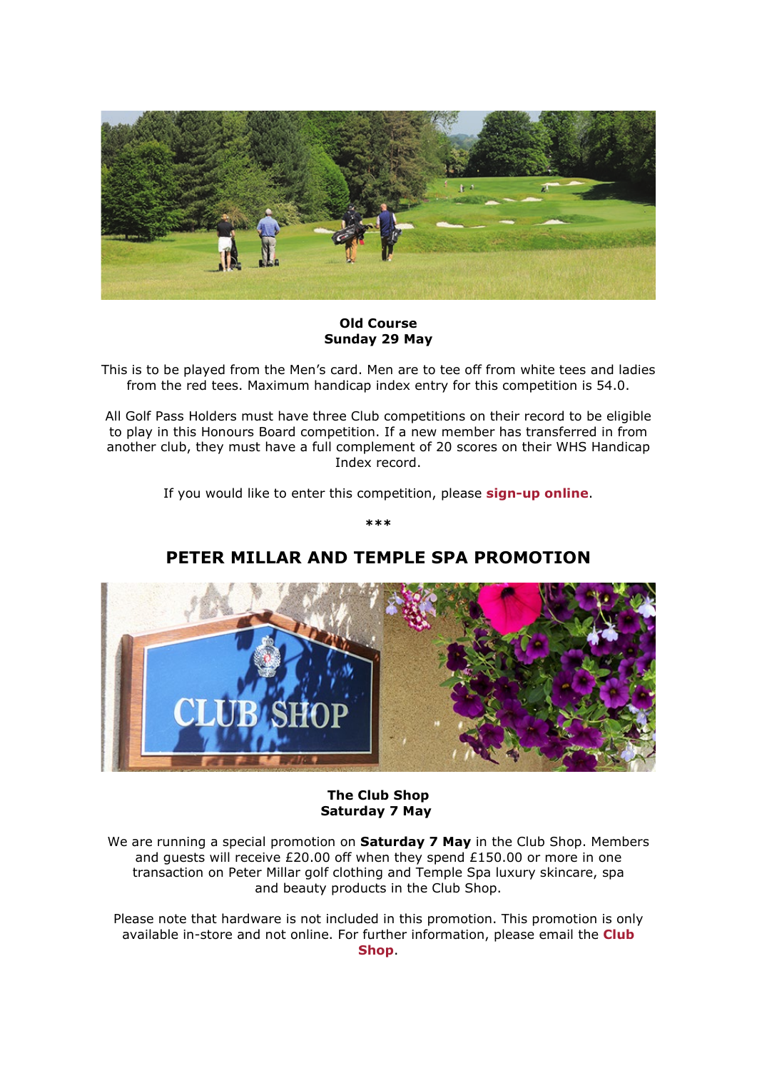**Old Course**
**Sunday 29 May**

This is to be played from the Men's card. Men are to tee off from white tees and ladies from the red tees. Maximum handicap index entry for this competition is 54.0.

All Golf Pass Holders must have three Club competitions on their record to be eligible to play in this Honours Board competition. If a new member has transferred in from another club, they must have a full complement of 20 scores on their WHS Handicap Index record.

If you would like to enter this competition, please **sign-up online**.

***

## PETER MILLAR AND TEMPLE SPA PROMOTION

**The Club Shop**
**Saturday 7 May**

We are running a special promotion on **Saturday 7 May** in the Club Shop. Members and guests will receive £20.00 off when they spend £150.00 or more in one transaction on Peter Millar golf clothing and Temple Spa luxury skincare, spa and beauty products in the Club Shop.

Please note that hardware is not included in this promotion. This promotion is only available in-store and not online. For further information, please email the **Club Shop**.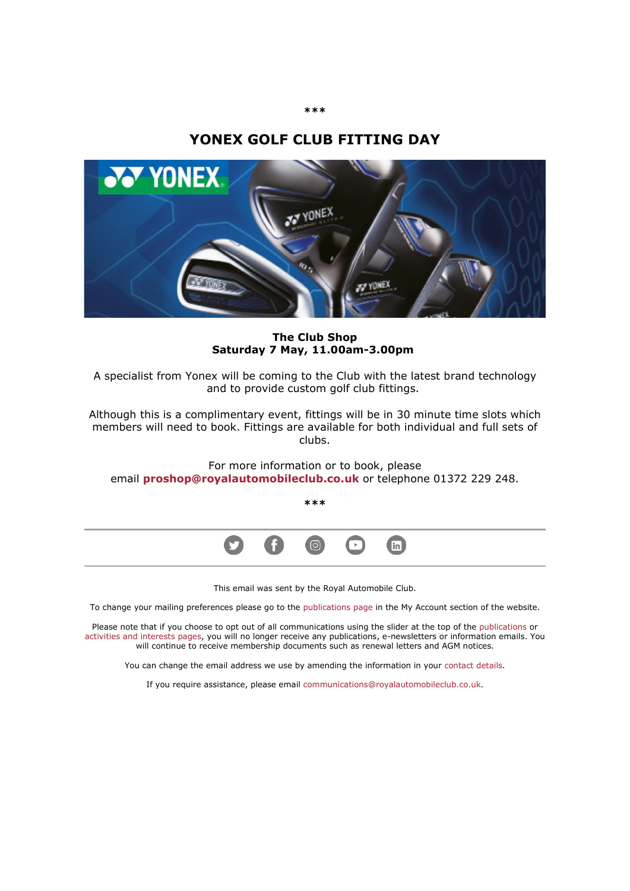***

## YONEX GOLF CLUB FITTING DAY

**The Club Shop**
**Saturday 7 May, 11.00am-3.00pm**

A specialist from Yonex will be coming to the Club with the latest brand technology and to provide custom golf club fittings.

Although this is a complimentary event, fittings will be in 30 minute time slots which members will need to book. Fittings are available for both individual and full sets of clubs.

For more information or to book, please email **proshop@royalautomobileclub.co.uk** or telephone 01372 229 248.

***

This email was sent by the Royal Automobile Club.

To change your mailing preferences please go to the publications page in the My Account section of the website.

Please note that if you choose to opt out of all communications using the slider at the top of the publications or activities and interests pages, you will no longer receive any publications, e-newsletters or information emails. You will continue to receive membership documents such as renewal letters and AGM notices.

You can change the email address we use by amending the information in your contact details.

If you require assistance, please email communications@royalautomobileclub.co.uk.